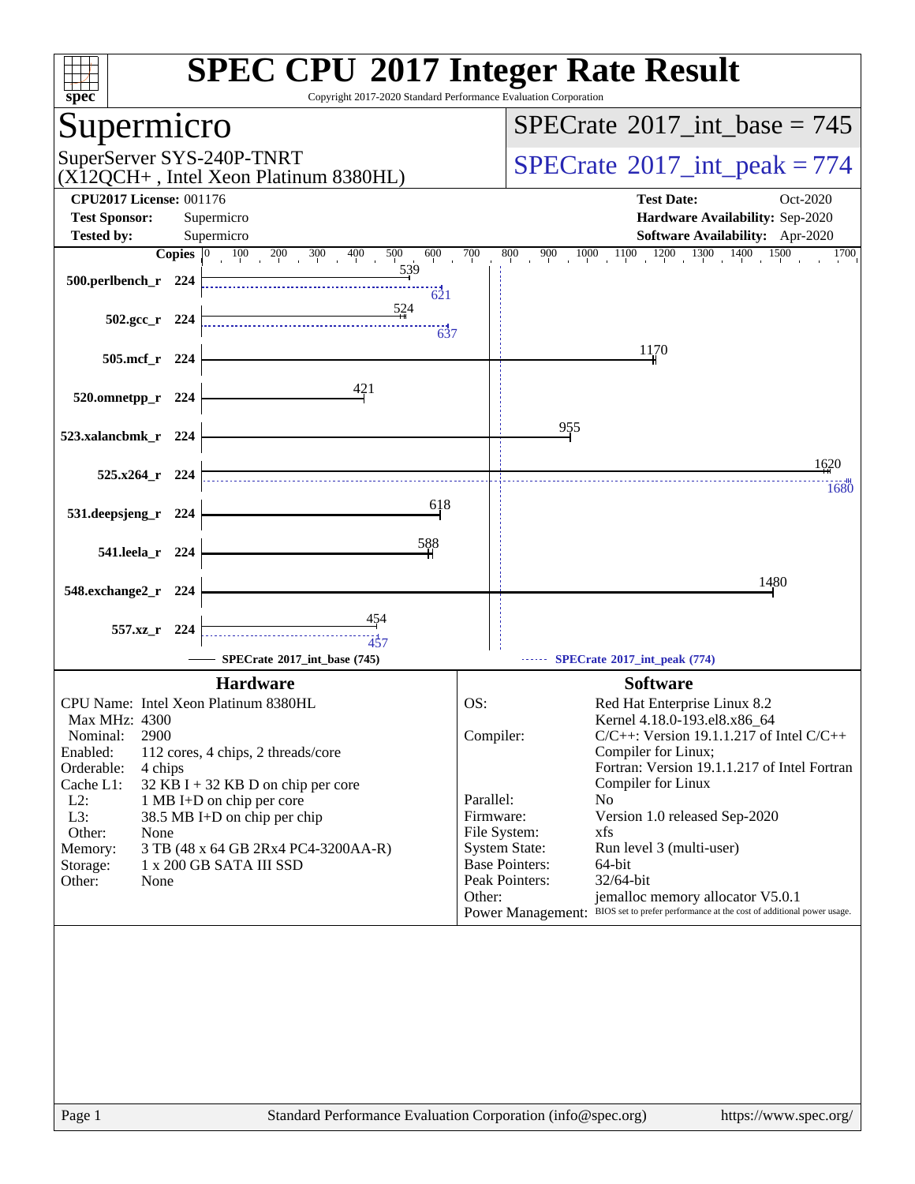# SPEC CPU 2017 Integer Rate Result

Copyright 2017-2020 Standard Performance Evaluation Corporation

## Supermicro

SuperServer SYS-240P-TNRT
(X12QCH+ , Intel Xeon Platinum 8380HL)

**SPECrate 2017_int_base = 745**

**SPECrate 2017_int_peak = 774**

| | | | |
|---|---|---|---|
| **CPU2017 License:** | 001176 | **Test Date:** | Oct-2020 |
| **Test Sponsor:** | Supermicro | **Hardware Availability:** | Sep-2020 |
| **Tested by:** | Supermicro | **Software Availability:** | Apr-2020 |

| Benchmark | Copies | Base | Peak |
|---|---|---|---|
| 500.perlbench_r | 224 | 539 | 621 |
| 502.gcc_r | 224 | 524 | 637 |
| 505.mcf_r | 224 | 1170 | |
| 520.omnetpp_r | 224 | 421 | |
| 523.xalancbmk_r | 224 | 955 | |
| 525.x264_r | 224 | 1620 | 1680 |
| 531.deepsjeng_r | 224 | 618 | |
| 541.leela_r | 224 | 588 | |
| 548.exchange2_r | 224 | 1480 | |
| 557.xz_r | 224 | 454 | 457 |

SPECrate 2017_int_base (745) — SPECrate 2017_int_peak (774)

### Hardware

| | |
|---|---|
| CPU Name: | Intel Xeon Platinum 8380HL |
| Max MHz: | 4300 |
| Nominal: | 2900 |
| Enabled: | 112 cores, 4 chips, 2 threads/core |
| Orderable: | 4 chips |
| Cache L1: | 32 KB I + 32 KB D on chip per core |
| L2: | 1 MB I+D on chip per core |
| L3: | 38.5 MB I+D on chip per chip |
| Other: | None |
| Memory: | 3 TB (48 x 64 GB 2Rx4 PC4-3200AA-R) |
| Storage: | 1 x 200 GB SATA III SSD |
| Other: | None |

### Software

| | |
|---|---|
| OS: | Red Hat Enterprise Linux 8.2 Kernel 4.18.0-193.el8.x86_64 |
| Compiler: | C/C++: Version 19.1.1.217 of Intel C/C++ Compiler for Linux; Fortran: Version 19.1.1.217 of Intel Fortran Compiler for Linux |
| Parallel: | No |
| Firmware: | Version 1.0 released Sep-2020 |
| File System: | xfs |
| System State: | Run level 3 (multi-user) |
| Base Pointers: | 64-bit |
| Peak Pointers: | 32/64-bit |
| Other: | jemalloc memory allocator V5.0.1 |
| Power Management: | BIOS set to prefer performance at the cost of additional power usage. |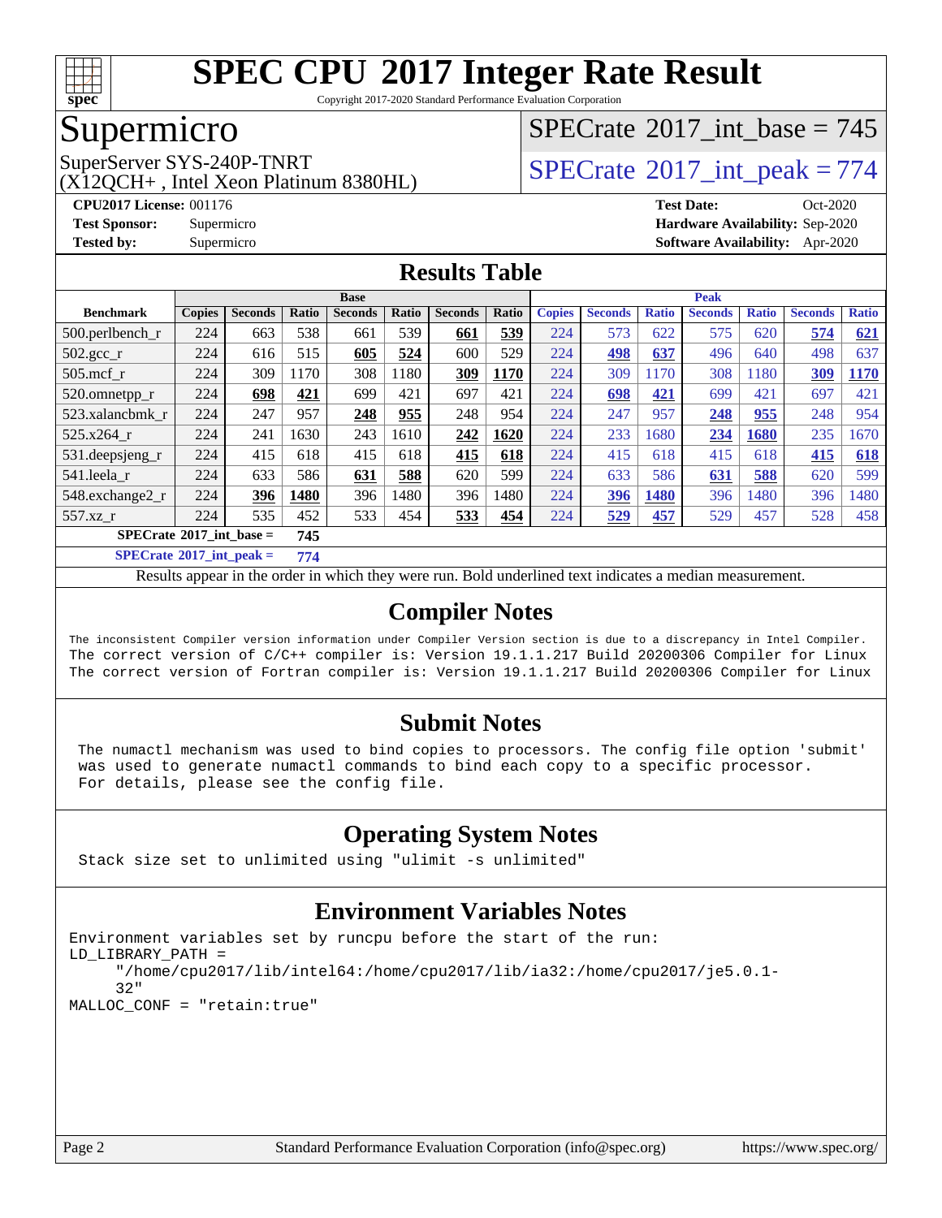# SPEC CPU 2017 Integer Rate Result

Copyright 2017-2020 Standard Performance Evaluation Corporation

## Supermicro

SuperServer SYS-240P-TNRT
(X12QCH+ , Intel Xeon Platinum 8380HL)

SPECrate 2017_int_base = 745

SPECrate 2017_int_peak = 774

**CPU2017 License:** 001176
**Test Sponsor:** Supermicro
**Tested by:** Supermicro

**Test Date:** Oct-2020
**Hardware Availability:** Sep-2020
**Software Availability:** Apr-2020

## Results Table

| | Base | | | | | | | Peak | | | | | | |
|---|---|---|---|---|---|---|---|---|---|---|---|---|---|---|
| **Benchmark** | **Copies** | **Seconds** | **Ratio** | **Seconds** | **Ratio** | **Seconds** | **Ratio** | **Copies** | **Seconds** | **Ratio** | **Seconds** | **Ratio** | **Seconds** | **Ratio** |
| 500.perlbench_r | 224 | 663 | 538 | 661 | 539 | **661** | **539** | 224 | 573 | 622 | 575 | 620 | **574** | **621** |
| 502.gcc_r | 224 | 616 | 515 | **605** | **524** | 600 | 529 | 224 | **498** | **637** | 496 | 640 | 498 | 637 |
| 505.mcf_r | 224 | 309 | 1170 | 308 | 1180 | **309** | **1170** | 224 | 309 | 1170 | 308 | 1180 | **309** | **1170** |
| 520.omnetpp_r | 224 | **698** | **421** | 699 | 421 | 697 | 421 | 224 | **698** | **421** | 699 | 421 | 697 | 421 |
| 523.xalancbmk_r | 224 | 247 | 957 | **248** | **955** | 248 | 954 | 224 | 247 | 957 | **248** | **955** | 248 | 954 |
| 525.x264_r | 224 | 241 | 1630 | 243 | 1610 | **242** | **1620** | 224 | 233 | 1680 | **234** | **1680** | 235 | 1670 |
| 531.deepsjeng_r | 224 | 415 | 618 | 415 | 618 | **415** | **618** | 224 | 415 | 618 | 415 | 618 | **415** | **618** |
| 541.leela_r | 224 | 633 | 586 | **631** | **588** | 620 | 599 | 224 | 633 | 586 | **631** | **588** | 620 | 599 |
| 548.exchange2_r | 224 | **396** | **1480** | 396 | 1480 | 396 | 1480 | 224 | **396** | **1480** | 396 | 1480 | 396 | 1480 |
| 557.xz_r | 224 | 535 | 452 | 533 | 454 | **533** | **454** | 224 | **529** | **457** | 529 | 457 | 528 | 458 |

**SPECrate 2017_int_base = 745**

**SPECrate 2017_int_peak = 774**

Results appear in the order in which they were run. Bold underlined text indicates a median measurement.

## Compiler Notes

```
The inconsistent Compiler version information under Compiler Version section is due to a discrepancy in Intel Compiler.
The correct version of C/C++ compiler is: Version 19.1.1.217 Build 20200306 Compiler for Linux
The correct version of Fortran compiler is: Version 19.1.1.217 Build 20200306 Compiler for Linux
```

## Submit Notes

```
The numactl mechanism was used to bind copies to processors. The config file option 'submit'
was used to generate numactl commands to bind each copy to a specific processor.
For details, please see the config file.
```

## Operating System Notes

```
Stack size set to unlimited using "ulimit -s unlimited"
```

## Environment Variables Notes

```
Environment variables set by runcpu before the start of the run:
LD_LIBRARY_PATH =
     "/home/cpu2017/lib/intel64:/home/cpu2017/lib/ia32:/home/cpu2017/je5.0.1-
     32"
MALLOC_CONF = "retain:true"
```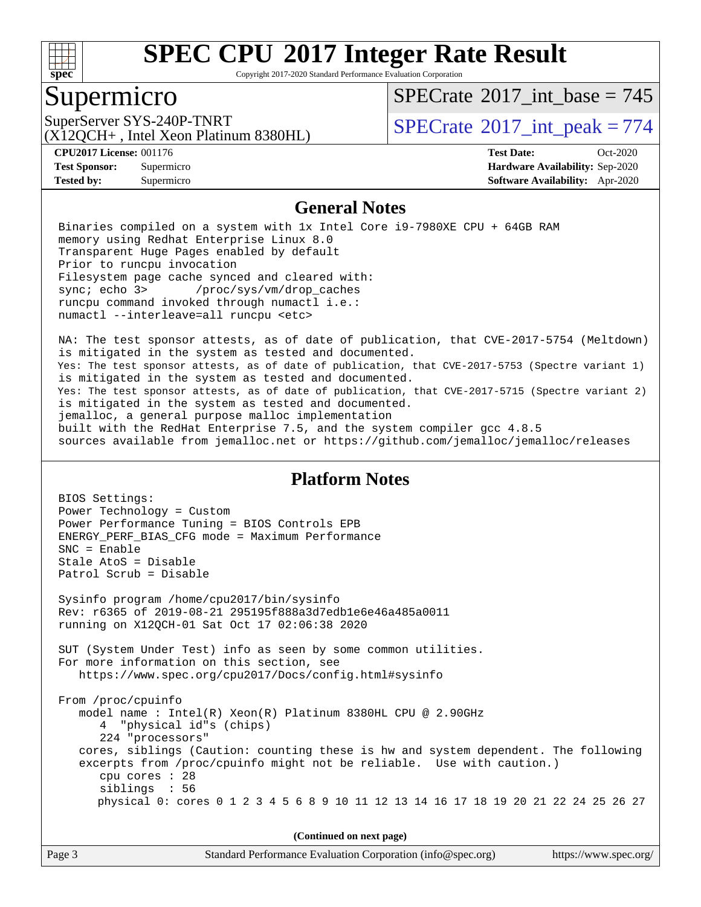# SPEC CPU 2017 Integer Rate Result

Copyright 2017-2020 Standard Performance Evaluation Corporation

## Supermicro

SuperServer SYS-240P-TNRT
(X12QCH+ , Intel Xeon Platinum 8380HL)

SPECrate 2017_int_base = 745

SPECrate 2017_int_peak = 774

**CPU2017 License:** 001176
**Test Sponsor:** Supermicro
**Tested by:** Supermicro

**Test Date:** Oct-2020
**Hardware Availability:** Sep-2020
**Software Availability:** Apr-2020

## General Notes

```
Binaries compiled on a system with 1x Intel Core i9-7980XE CPU + 64GB RAM
memory using Redhat Enterprise Linux 8.0
Transparent Huge Pages enabled by default
Prior to runcpu invocation
Filesystem page cache synced and cleared with:
sync; echo 3>       /proc/sys/vm/drop_caches
runcpu command invoked through numactl i.e.:
numactl --interleave=all runcpu <etc>

NA: The test sponsor attests, as of date of publication, that CVE-2017-5754 (Meltdown)
is mitigated in the system as tested and documented.
Yes: The test sponsor attests, as of date of publication, that CVE-2017-5753 (Spectre variant 1)
is mitigated in the system as tested and documented.
Yes: The test sponsor attests, as of date of publication, that CVE-2017-5715 (Spectre variant 2)
is mitigated in the system as tested and documented.
jemalloc, a general purpose malloc implementation
built with the RedHat Enterprise 7.5, and the system compiler gcc 4.8.5
sources available from jemalloc.net or https://github.com/jemalloc/jemalloc/releases
```

## Platform Notes

```
BIOS Settings:
Power Technology = Custom
Power Performance Tuning = BIOS Controls EPB
ENERGY_PERF_BIAS_CFG mode = Maximum Performance
SNC = Enable
Stale AtoS = Disable
Patrol Scrub = Disable

Sysinfo program /home/cpu2017/bin/sysinfo
Rev: r6365 of 2019-08-21 295195f888a3d7edb1e6e46a485a0011
running on X12QCH-01 Sat Oct 17 02:06:38 2020

SUT (System Under Test) info as seen by some common utilities.
For more information on this section, see
   https://www.spec.org/cpu2017/Docs/config.html#sysinfo

From /proc/cpuinfo
   model name : Intel(R) Xeon(R) Platinum 8380HL CPU @ 2.90GHz
      4  "physical id"s (chips)
      224 "processors"
   cores, siblings (Caution: counting these is hw and system dependent. The following
   excerpts from /proc/cpuinfo might not be reliable.  Use with caution.)
      cpu cores : 28
      siblings  : 56
      physical 0: cores 0 1 2 3 4 5 6 8 9 10 11 12 13 14 16 17 18 19 20 21 22 24 25 26 27
```

**(Continued on next page)**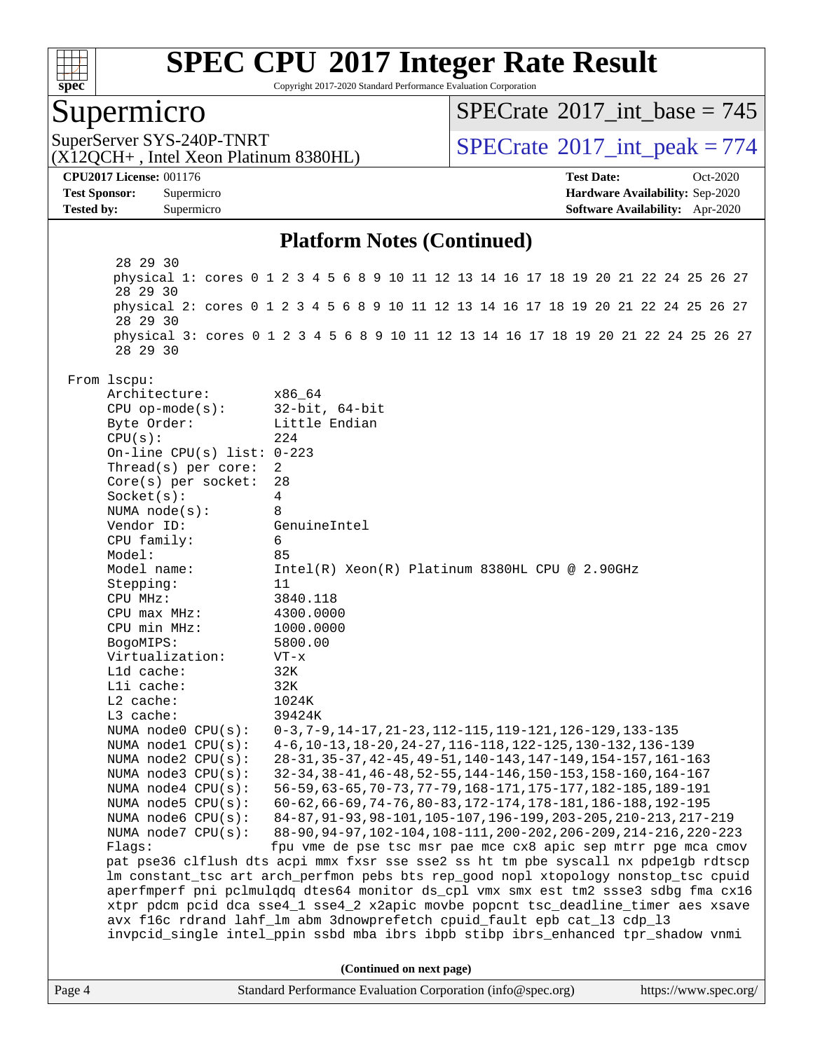## Platform Notes (Continued)

```
        28 29 30
        physical 1: cores 0 1 2 3 4 5 6 8 9 10 11 12 13 14 16 17 18 19 20 21 22 24 25 26 27
        28 29 30
        physical 2: cores 0 1 2 3 4 5 6 8 9 10 11 12 13 14 16 17 18 19 20 21 22 24 25 26 27
        28 29 30
        physical 3: cores 0 1 2 3 4 5 6 8 9 10 11 12 13 14 16 17 18 19 20 21 22 24 25 26 27
        28 29 30

 From lscpu:
      Architecture:        x86_64
      CPU op-mode(s):      32-bit, 64-bit
      Byte Order:          Little Endian
      CPU(s):              224
      On-line CPU(s) list: 0-223
      Thread(s) per core:  2
      Core(s) per socket:  28
      Socket(s):           4
      NUMA node(s):        8
      Vendor ID:           GenuineIntel
      CPU family:          6
      Model:               85
      Model name:          Intel(R) Xeon(R) Platinum 8380HL CPU @ 2.90GHz
      Stepping:            11
      CPU MHz:             3840.118
      CPU max MHz:         4300.0000
      CPU min MHz:         1000.0000
      BogoMIPS:            5800.00
      Virtualization:      VT-x
      L1d cache:           32K
      L1i cache:           32K
      L2 cache:            1024K
      L3 cache:            39424K
      NUMA node0 CPU(s):   0-3,7-9,14-17,21-23,112-115,119-121,126-129,133-135
      NUMA node1 CPU(s):   4-6,10-13,18-20,24-27,116-118,122-125,130-132,136-139
      NUMA node2 CPU(s):   28-31,35-37,42-45,49-51,140-143,147-149,154-157,161-163
      NUMA node3 CPU(s):   32-34,38-41,46-48,52-55,144-146,150-153,158-160,164-167
      NUMA node4 CPU(s):   56-59,63-65,70-73,77-79,168-171,175-177,182-185,189-191
      NUMA node5 CPU(s):   60-62,66-69,74-76,80-83,172-174,178-181,186-188,192-195
      NUMA node6 CPU(s):   84-87,91-93,98-101,105-107,196-199,203-205,210-213,217-219
      NUMA node7 CPU(s):   88-90,94-97,102-104,108-111,200-202,206-209,214-216,220-223
      Flags:               fpu vme de pse tsc msr pae mce cx8 apic sep mtrr pge mca cmov
      pat pse36 clflush dts acpi mmx fxsr sse sse2 ss ht tm pbe syscall nx pdpe1gb rdtscp
      lm constant_tsc art arch_perfmon pebs bts rep_good nopl xtopology nonstop_tsc cpuid
      aperfmperf pni pclmulqdq dtes64 monitor ds_cpl vmx smx est tm2 ssse3 sdbg fma cx16
      xtpr pdcm pcid dca sse4_1 sse4_2 x2apic movbe popcnt tsc_deadline_timer aes xsave
      avx f16c rdrand lahf_lm abm 3dnowprefetch cpuid_fault epb cat_l3 cdp_l3
      invpcid_single intel_ppin ssbd mba ibrs ibpb stibp ibrs_enhanced tpr_shadow vnmi
```

**(Continued on next page)**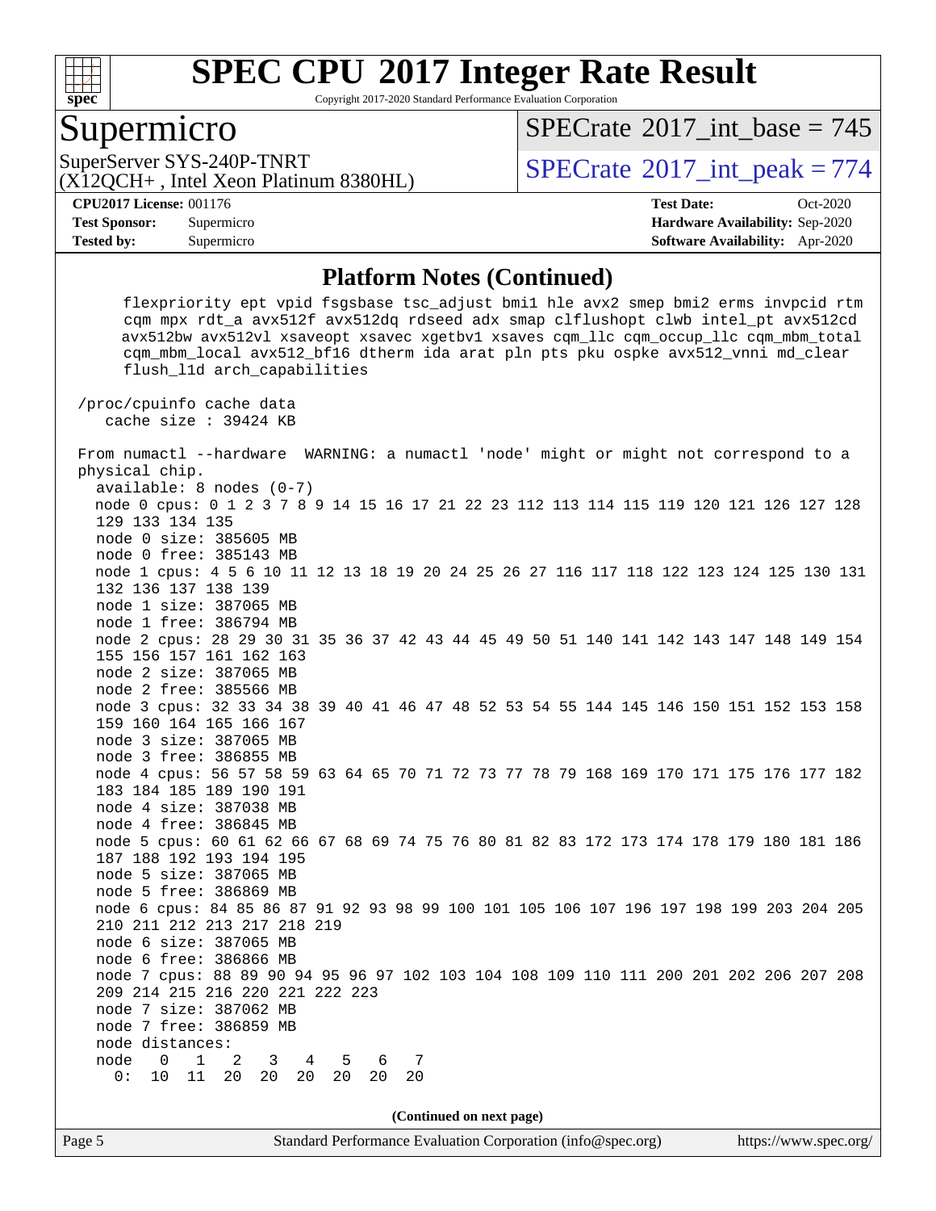# SPEC CPU 2017 Integer Rate Result

Copyright 2017-2020 Standard Performance Evaluation Corporation

## Supermicro

SuperServer SYS-240P-TNRT
(X12QCH+ , Intel Xeon Platinum 8380HL)

SPECrate 2017_int_base = 745

SPECrate 2017_int_peak = 774

**CPU2017 License:** 001176
**Test Sponsor:** Supermicro
**Tested by:** Supermicro

**Test Date:** Oct-2020
**Hardware Availability:** Sep-2020
**Software Availability:** Apr-2020

### Platform Notes (Continued)

```
      flexpriority ept vpid fsgsbase tsc_adjust bmi1 hle avx2 smep bmi2 erms invpcid rtm
      cqm mpx rdt_a avx512f avx512dq rdseed adx smap clflushopt clwb intel_pt avx512cd
      avx512bw avx512vl xsaveopt xsavec xgetbv1 xsaves cqm_llc cqm_occup_llc cqm_mbm_total
      cqm_mbm_local avx512_bf16 dtherm ida arat pln pts pku ospke avx512_vnni md_clear
      flush_l1d arch_capabilities

 /proc/cpuinfo cache data
    cache size : 39424 KB

 From numactl --hardware  WARNING: a numactl 'node' might or might not correspond to a
 physical chip.
   available: 8 nodes (0-7)
   node 0 cpus: 0 1 2 3 7 8 9 14 15 16 17 21 22 23 112 113 114 115 119 120 121 126 127 128
   129 133 134 135
   node 0 size: 385605 MB
   node 0 free: 385143 MB
   node 1 cpus: 4 5 6 10 11 12 13 18 19 20 24 25 26 27 116 117 118 122 123 124 125 130 131
   132 136 137 138 139
   node 1 size: 387065 MB
   node 1 free: 386794 MB
   node 2 cpus: 28 29 30 31 35 36 37 42 43 44 45 49 50 51 140 141 142 143 147 148 149 154
   155 156 157 161 162 163
   node 2 size: 387065 MB
   node 2 free: 385566 MB
   node 3 cpus: 32 33 34 38 39 40 41 46 47 48 52 53 54 55 144 145 146 150 151 152 153 158
   159 160 164 165 166 167
   node 3 size: 387065 MB
   node 3 free: 386855 MB
   node 4 cpus: 56 57 58 59 63 64 65 70 71 72 73 77 78 79 168 169 170 171 175 176 177 182
   183 184 185 189 190 191
   node 4 size: 387038 MB
   node 4 free: 386845 MB
   node 5 cpus: 60 61 62 66 67 68 69 74 75 76 80 81 82 83 172 173 174 178 179 180 181 186
   187 188 192 193 194 195
   node 5 size: 387065 MB
   node 5 free: 386869 MB
   node 6 cpus: 84 85 86 87 91 92 93 98 99 100 101 105 106 107 196 197 198 199 203 204 205
   210 211 212 213 217 218 219
   node 6 size: 387065 MB
   node 6 free: 386866 MB
   node 7 cpus: 88 89 90 94 95 96 97 102 103 104 108 109 110 111 200 201 202 206 207 208
   209 214 215 216 220 221 222 223
   node 7 size: 387062 MB
   node 7 free: 386859 MB
   node distances:
   node   0   1   2   3   4   5   6   7
     0:  10  11  20  20  20  20  20  20
```

(Continued on next page)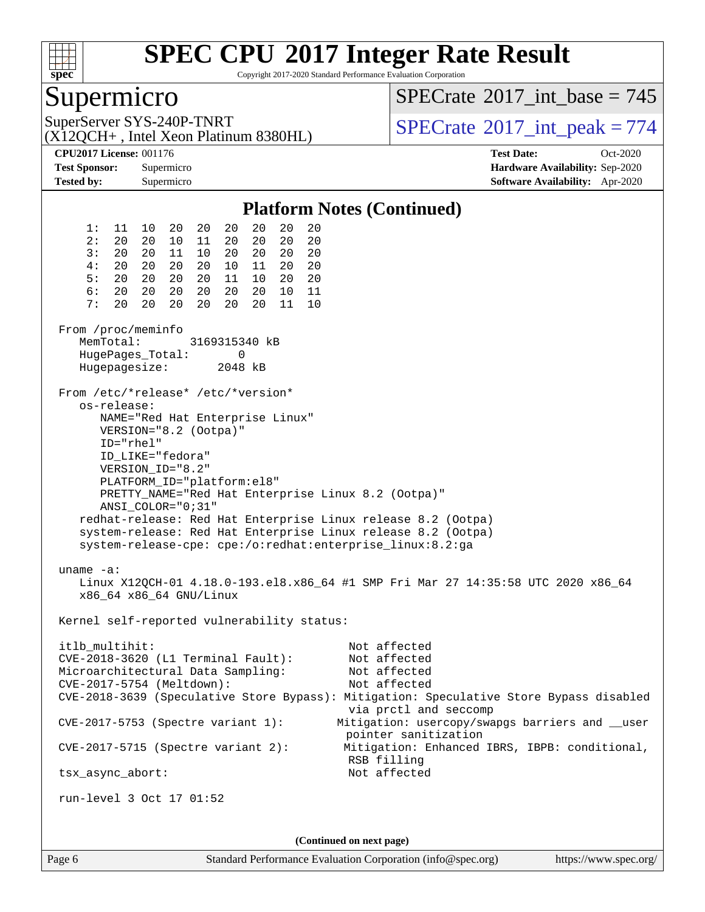# SPEC CPU 2017 Integer Rate Result

Copyright 2017-2020 Standard Performance Evaluation Corporation

## Supermicro

SuperServer SYS-240P-TNRT
(X12QCH+ , Intel Xeon Platinum 8380HL)

SPECrate 2017_int_base = 745

SPECrate 2017_int_peak = 774

**CPU2017 License:** 001176
**Test Sponsor:** Supermicro
**Tested by:** Supermicro

**Test Date:** Oct-2020
**Hardware Availability:** Sep-2020
**Software Availability:** Apr-2020

### Platform Notes (Continued)

```
     1:  11  10  20  20  20  20  20  20
     2:  20  20  10  11  20  20  20  20
     3:  20  20  11  10  20  20  20  20
     4:  20  20  20  20  10  11  20  20
     5:  20  20  20  20  11  10  20  20
     6:  20  20  20  20  20  20  10  11
     7:  20  20  20  20  20  20  11  10

 From /proc/meminfo
    MemTotal:       3169315340 kB
    HugePages_Total:       0
    Hugepagesize:       2048 kB

 From /etc/*release* /etc/*version*
    os-release:
       NAME="Red Hat Enterprise Linux"
       VERSION="8.2 (Ootpa)"
       ID="rhel"
       ID_LIKE="fedora"
       VERSION_ID="8.2"
       PLATFORM_ID="platform:el8"
       PRETTY_NAME="Red Hat Enterprise Linux 8.2 (Ootpa)"
       ANSI_COLOR="0;31"
    redhat-release: Red Hat Enterprise Linux release 8.2 (Ootpa)
    system-release: Red Hat Enterprise Linux release 8.2 (Ootpa)
    system-release-cpe: cpe:/o:redhat:enterprise_linux:8.2:ga

 uname -a:
    Linux X12QCH-01 4.18.0-193.el8.x86_64 #1 SMP Fri Mar 27 14:35:58 UTC 2020 x86_64
    x86_64 x86_64 GNU/Linux

 Kernel self-reported vulnerability status:

 itlb_multihit:                                         Not affected
 CVE-2018-3620 (L1 Terminal Fault):                     Not affected
 Microarchitectural Data Sampling:                      Not affected
 CVE-2017-5754 (Meltdown):                              Not affected
 CVE-2018-3639 (Speculative Store Bypass): Mitigation: Speculative Store Bypass disabled
                                                        via prctl and seccomp
 CVE-2017-5753 (Spectre variant 1):                    Mitigation: usercopy/swapgs barriers and __user
                                                        pointer sanitization
 CVE-2017-5715 (Spectre variant 2):                     Mitigation: Enhanced IBRS, IBPB: conditional,
                                                        RSB filling
 tsx_async_abort:                                       Not affected

 run-level 3 Oct 17 01:52
```

(Continued on next page)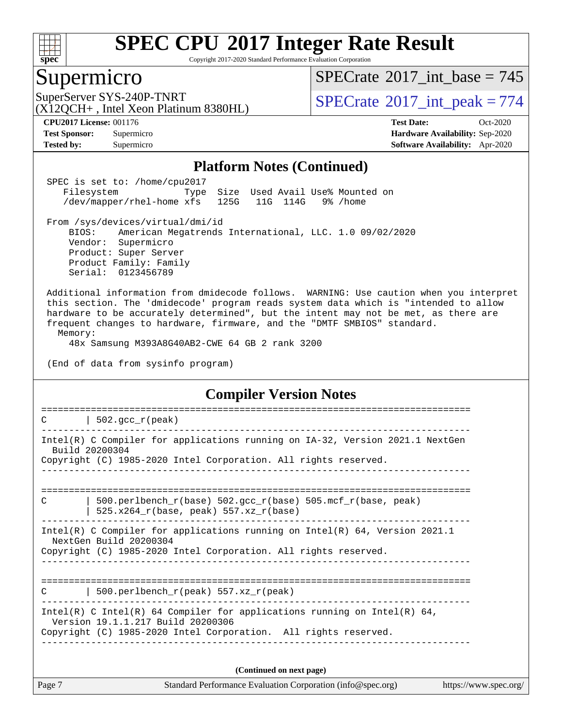## Platform Notes (Continued)

```
SPEC is set to: /home/cpu2017
   Filesystem            Type  Size  Used Avail Use% Mounted on
   /dev/mapper/rhel-home xfs   125G   11G  114G   9% /home

From /sys/devices/virtual/dmi/id
    BIOS:    American Megatrends International, LLC. 1.0 09/02/2020
    Vendor:  Supermicro
    Product: Super Server
    Product Family: Family
    Serial:  0123456789

Additional information from dmidecode follows.  WARNING: Use caution when you interpret
this section. The 'dmidecode' program reads system data which is "intended to allow
hardware to be accurately determined", but the intent may not be met, as there are
frequent changes to hardware, firmware, and the "DMTF SMBIOS" standard.
  Memory:
    48x Samsung M393A8G40AB2-CWE 64 GB 2 rank 3200

(End of data from sysinfo program)
```

## Compiler Version Notes

```
==============================================================================
C       | 502.gcc_r(peak)
------------------------------------------------------------------------------
Intel(R) C Compiler for applications running on IA-32, Version 2021.1 NextGen
  Build 20200304
Copyright (C) 1985-2020 Intel Corporation. All rights reserved.
------------------------------------------------------------------------------

==============================================================================
C       | 500.perlbench_r(base) 502.gcc_r(base) 505.mcf_r(base, peak)
        | 525.x264_r(base, peak) 557.xz_r(base)
------------------------------------------------------------------------------
Intel(R) C Compiler for applications running on Intel(R) 64, Version 2021.1
  NextGen Build 20200304
Copyright (C) 1985-2020 Intel Corporation. All rights reserved.
------------------------------------------------------------------------------

==============================================================================
C       | 500.perlbench_r(peak) 557.xz_r(peak)
------------------------------------------------------------------------------
Intel(R) C Intel(R) 64 Compiler for applications running on Intel(R) 64,
  Version 19.1.1.217 Build 20200306
Copyright (C) 1985-2020 Intel Corporation.  All rights reserved.
------------------------------------------------------------------------------
```

(Continued on next page)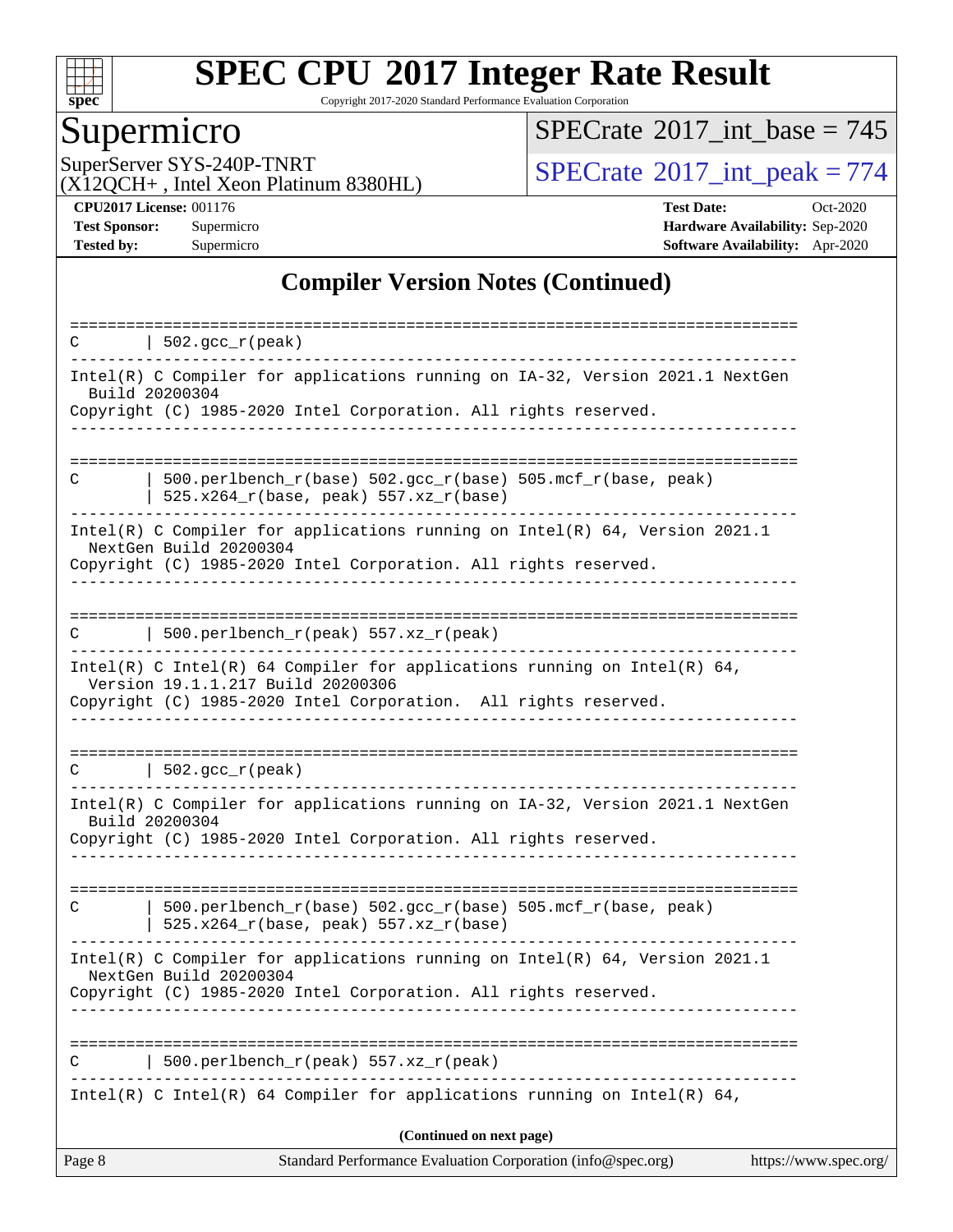## Compiler Version Notes (Continued)

```
==============================================================================
C       | 502.gcc_r(peak)
------------------------------------------------------------------------------
Intel(R) C Compiler for applications running on IA-32, Version 2021.1 NextGen
  Build 20200304
Copyright (C) 1985-2020 Intel Corporation. All rights reserved.
------------------------------------------------------------------------------

==============================================================================
C       | 500.perlbench_r(base) 502.gcc_r(base) 505.mcf_r(base, peak)
        | 525.x264_r(base, peak) 557.xz_r(base)
------------------------------------------------------------------------------
Intel(R) C Compiler for applications running on Intel(R) 64, Version 2021.1
  NextGen Build 20200304
Copyright (C) 1985-2020 Intel Corporation. All rights reserved.
------------------------------------------------------------------------------

==============================================================================
C       | 500.perlbench_r(peak) 557.xz_r(peak)
------------------------------------------------------------------------------
Intel(R) C Intel(R) 64 Compiler for applications running on Intel(R) 64,
  Version 19.1.1.217 Build 20200306
Copyright (C) 1985-2020 Intel Corporation.  All rights reserved.
------------------------------------------------------------------------------

==============================================================================
C       | 502.gcc_r(peak)
------------------------------------------------------------------------------
Intel(R) C Compiler for applications running on IA-32, Version 2021.1 NextGen
  Build 20200304
Copyright (C) 1985-2020 Intel Corporation. All rights reserved.
------------------------------------------------------------------------------

==============================================================================
C       | 500.perlbench_r(base) 502.gcc_r(base) 505.mcf_r(base, peak)
        | 525.x264_r(base, peak) 557.xz_r(base)
------------------------------------------------------------------------------
Intel(R) C Compiler for applications running on Intel(R) 64, Version 2021.1
  NextGen Build 20200304
Copyright (C) 1985-2020 Intel Corporation. All rights reserved.
------------------------------------------------------------------------------

==============================================================================
C       | 500.perlbench_r(peak) 557.xz_r(peak)
------------------------------------------------------------------------------
Intel(R) C Intel(R) 64 Compiler for applications running on Intel(R) 64,
```

**(Continued on next page)**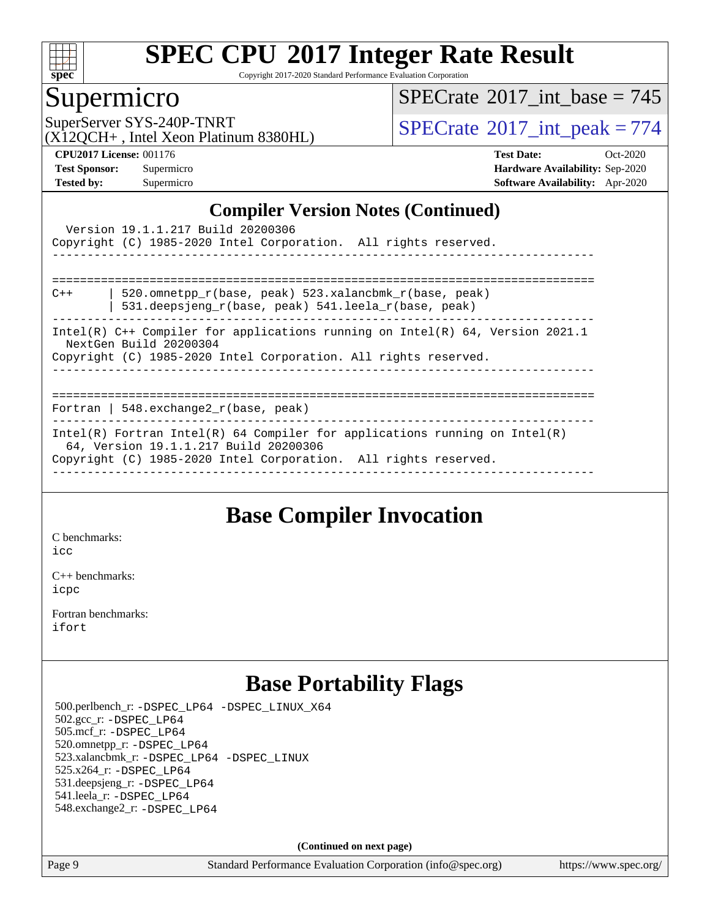# SPEC CPU 2017 Integer Rate Result

Copyright 2017-2020 Standard Performance Evaluation Corporation

## Supermicro

SuperServer SYS-240P-TNRT
(X12QCH+ , Intel Xeon Platinum 8380HL)

SPECrate 2017_int_base = 745

SPECrate 2017_int_peak = 774

**CPU2017 License:** 001176
**Test Sponsor:** Supermicro
**Tested by:** Supermicro

**Test Date:** Oct-2020
**Hardware Availability:** Sep-2020
**Software Availability:** Apr-2020

## Compiler Version Notes (Continued)

```
  Version 19.1.1.217 Build 20200306
Copyright (C) 1985-2020 Intel Corporation.  All rights reserved.
------------------------------------------------------------------------------

==============================================================================
C++      | 520.omnetpp_r(base, peak) 523.xalancbmk_r(base, peak)
         | 531.deepsjeng_r(base, peak) 541.leela_r(base, peak)
------------------------------------------------------------------------------
Intel(R) C++ Compiler for applications running on Intel(R) 64, Version 2021.1
  NextGen Build 20200304
Copyright (C) 1985-2020 Intel Corporation. All rights reserved.
------------------------------------------------------------------------------

==============================================================================
Fortran | 548.exchange2_r(base, peak)
------------------------------------------------------------------------------
Intel(R) Fortran Intel(R) 64 Compiler for applications running on Intel(R)
  64, Version 19.1.1.217 Build 20200306
Copyright (C) 1985-2020 Intel Corporation.  All rights reserved.
------------------------------------------------------------------------------
```

## Base Compiler Invocation

C benchmarks:
icc

C++ benchmarks:
icpc

Fortran benchmarks:
ifort

## Base Portability Flags

500.perlbench_r: -DSPEC_LP64 -DSPEC_LINUX_X64
502.gcc_r: -DSPEC_LP64
505.mcf_r: -DSPEC_LP64
520.omnetpp_r: -DSPEC_LP64
523.xalancbmk_r: -DSPEC_LP64 -DSPEC_LINUX
525.x264_r: -DSPEC_LP64
531.deepsjeng_r: -DSPEC_LP64
541.leela_r: -DSPEC_LP64
548.exchange2_r: -DSPEC_LP64

**(Continued on next page)**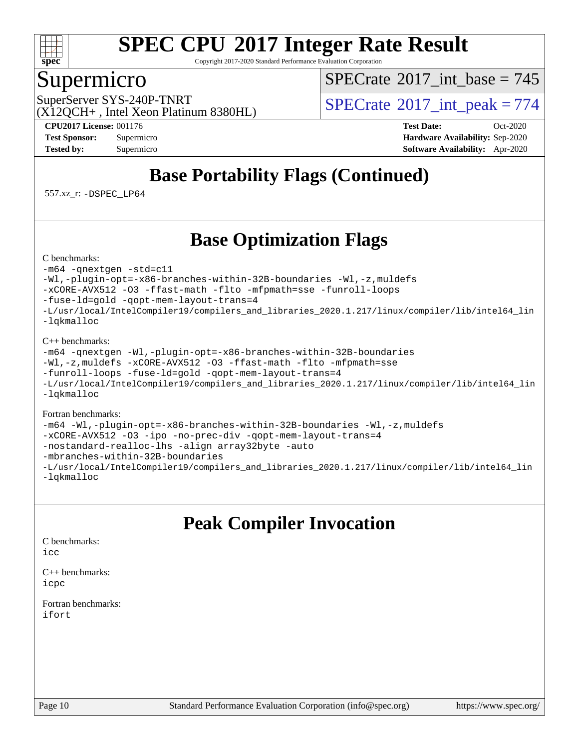# SPEC CPU 2017 Integer Rate Result

Copyright 2017-2020 Standard Performance Evaluation Corporation

## Supermicro

SuperServer SYS-240P-TNRT
(X12QCH+ , Intel Xeon Platinum 8380HL)

SPECrate 2017_int_base = 745

SPECrate 2017_int_peak = 774

**CPU2017 License:** 001176
**Test Sponsor:** Supermicro
**Tested by:** Supermicro

**Test Date:** Oct-2020
**Hardware Availability:** Sep-2020
**Software Availability:** Apr-2020

## Base Portability Flags (Continued)

557.xz_r: -DSPEC_LP64

## Base Optimization Flags

C benchmarks:

```
-m64 -qnextgen -std=c11
-Wl,-plugin-opt=-x86-branches-within-32B-boundaries -Wl,-z,muldefs
-xCORE-AVX512 -O3 -ffast-math -flto -mfpmath=sse -funroll-loops
-fuse-ld=gold -qopt-mem-layout-trans=4
-L/usr/local/IntelCompiler19/compilers_and_libraries_2020.1.217/linux/compiler/lib/intel64_lin
-lqkmalloc
```

C++ benchmarks:

```
-m64 -qnextgen -Wl,-plugin-opt=-x86-branches-within-32B-boundaries
-Wl,-z,muldefs -xCORE-AVX512 -O3 -ffast-math -flto -mfpmath=sse
-funroll-loops -fuse-ld=gold -qopt-mem-layout-trans=4
-L/usr/local/IntelCompiler19/compilers_and_libraries_2020.1.217/linux/compiler/lib/intel64_lin
-lqkmalloc
```

Fortran benchmarks:

```
-m64 -Wl,-plugin-opt=-x86-branches-within-32B-boundaries -Wl,-z,muldefs
-xCORE-AVX512 -O3 -ipo -no-prec-div -qopt-mem-layout-trans=4
-nostandard-realloc-lhs -align array32byte -auto
-mbranches-within-32B-boundaries
-L/usr/local/IntelCompiler19/compilers_and_libraries_2020.1.217/linux/compiler/lib/intel64_lin
-lqkmalloc
```

## Peak Compiler Invocation

C benchmarks:
icc

C++ benchmarks:
icpc

Fortran benchmarks:
ifort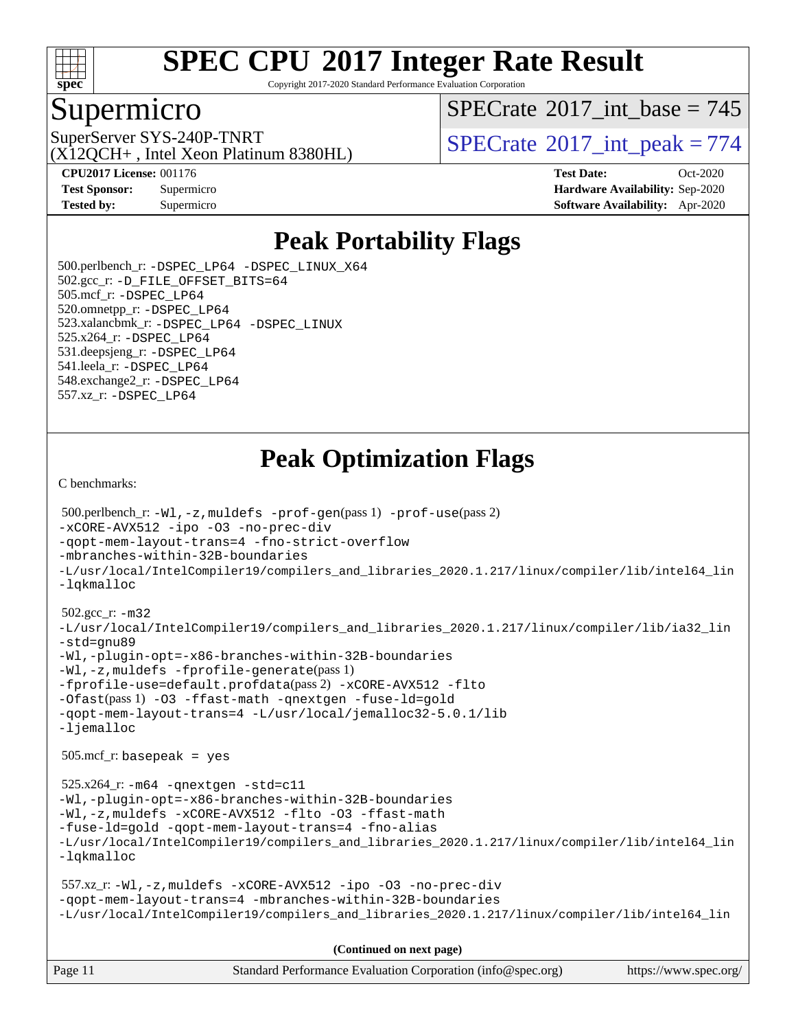# SPEC CPU 2017 Integer Rate Result

Copyright 2017-2020 Standard Performance Evaluation Corporation

## Supermicro

SuperServer SYS-240P-TNRT
(X12QCH+ , Intel Xeon Platinum 8380HL)

SPECrate 2017_int_base = 745

SPECrate 2017_int_peak = 774

**CPU2017 License:** 001176
**Test Sponsor:** Supermicro
**Tested by:** Supermicro

**Test Date:** Oct-2020
**Hardware Availability:** Sep-2020
**Software Availability:** Apr-2020

## Peak Portability Flags

500.perlbench_r: -DSPEC_LP64 -DSPEC_LINUX_X64
502.gcc_r: -D_FILE_OFFSET_BITS=64
505.mcf_r: -DSPEC_LP64
520.omnetpp_r: -DSPEC_LP64
523.xalancbmk_r: -DSPEC_LP64 -DSPEC_LINUX
525.x264_r: -DSPEC_LP64
531.deepsjeng_r: -DSPEC_LP64
541.leela_r: -DSPEC_LP64
548.exchange2_r: -DSPEC_LP64
557.xz_r: -DSPEC_LP64

## Peak Optimization Flags

C benchmarks:

500.perlbench_r: -Wl,-z,muldefs -prof-gen(pass 1) -prof-use(pass 2)
-xCORE-AVX512 -ipo -O3 -no-prec-div
-qopt-mem-layout-trans=4 -fno-strict-overflow
-mbranches-within-32B-boundaries
-L/usr/local/IntelCompiler19/compilers_and_libraries_2020.1.217/linux/compiler/lib/intel64_lin
-lqkmalloc

502.gcc_r: -m32
-L/usr/local/IntelCompiler19/compilers_and_libraries_2020.1.217/linux/compiler/lib/ia32_lin
-std=gnu89
-Wl,-plugin-opt=-x86-branches-within-32B-boundaries
-Wl,-z,muldefs -fprofile-generate(pass 1)
-fprofile-use=default.profdata(pass 2) -xCORE-AVX512 -flto
-Ofast(pass 1) -O3 -ffast-math -qnextgen -fuse-ld=gold
-qopt-mem-layout-trans=4 -L/usr/local/jemalloc32-5.0.1/lib
-ljemalloc

505.mcf_r: basepeak = yes

525.x264_r: -m64 -qnextgen -std=c11
-Wl,-plugin-opt=-x86-branches-within-32B-boundaries
-Wl,-z,muldefs -xCORE-AVX512 -flto -O3 -ffast-math
-fuse-ld=gold -qopt-mem-layout-trans=4 -fno-alias
-L/usr/local/IntelCompiler19/compilers_and_libraries_2020.1.217/linux/compiler/lib/intel64_lin
-lqkmalloc

557.xz_r: -Wl,-z,muldefs -xCORE-AVX512 -ipo -O3 -no-prec-div
-qopt-mem-layout-trans=4 -mbranches-within-32B-boundaries
-L/usr/local/IntelCompiler19/compilers_and_libraries_2020.1.217/linux/compiler/lib/intel64_lin

**(Continued on next page)**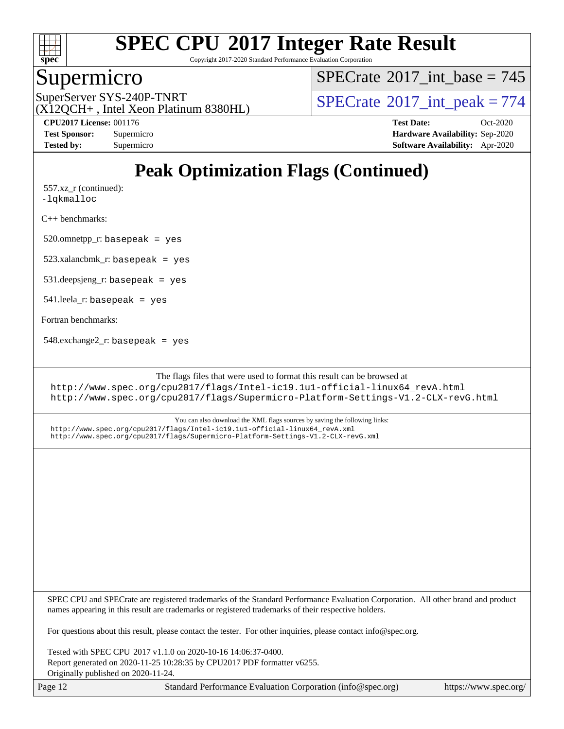# Peak Optimization Flags (Continued)

557.xz_r (continued):
-lqkmalloc

C++ benchmarks:

520.omnetpp_r: basepeak = yes

523.xalancbmk_r: basepeak = yes

531.deepsjeng_r: basepeak = yes

541.leela_r: basepeak = yes

Fortran benchmarks:

548.exchange2_r: basepeak = yes

The flags files that were used to format this result can be browsed at
http://www.spec.org/cpu2017/flags/Intel-ic19.1u1-official-linux64_revA.html
http://www.spec.org/cpu2017/flags/Supermicro-Platform-Settings-V1.2-CLX-revG.html

You can also download the XML flags sources by saving the following links:
http://www.spec.org/cpu2017/flags/Intel-ic19.1u1-official-linux64_revA.xml
http://www.spec.org/cpu2017/flags/Supermicro-Platform-Settings-V1.2-CLX-revG.xml

SPEC CPU and SPECrate are registered trademarks of the Standard Performance Evaluation Corporation. All other brand and product names appearing in this result are trademarks or registered trademarks of their respective holders.

For questions about this result, please contact the tester. For other inquiries, please contact info@spec.org.

Tested with SPEC CPU 2017 v1.1.0 on 2020-10-16 14:06:37-0400.
Report generated on 2020-11-25 10:28:35 by CPU2017 PDF formatter v6255.
Originally published on 2020-11-24.